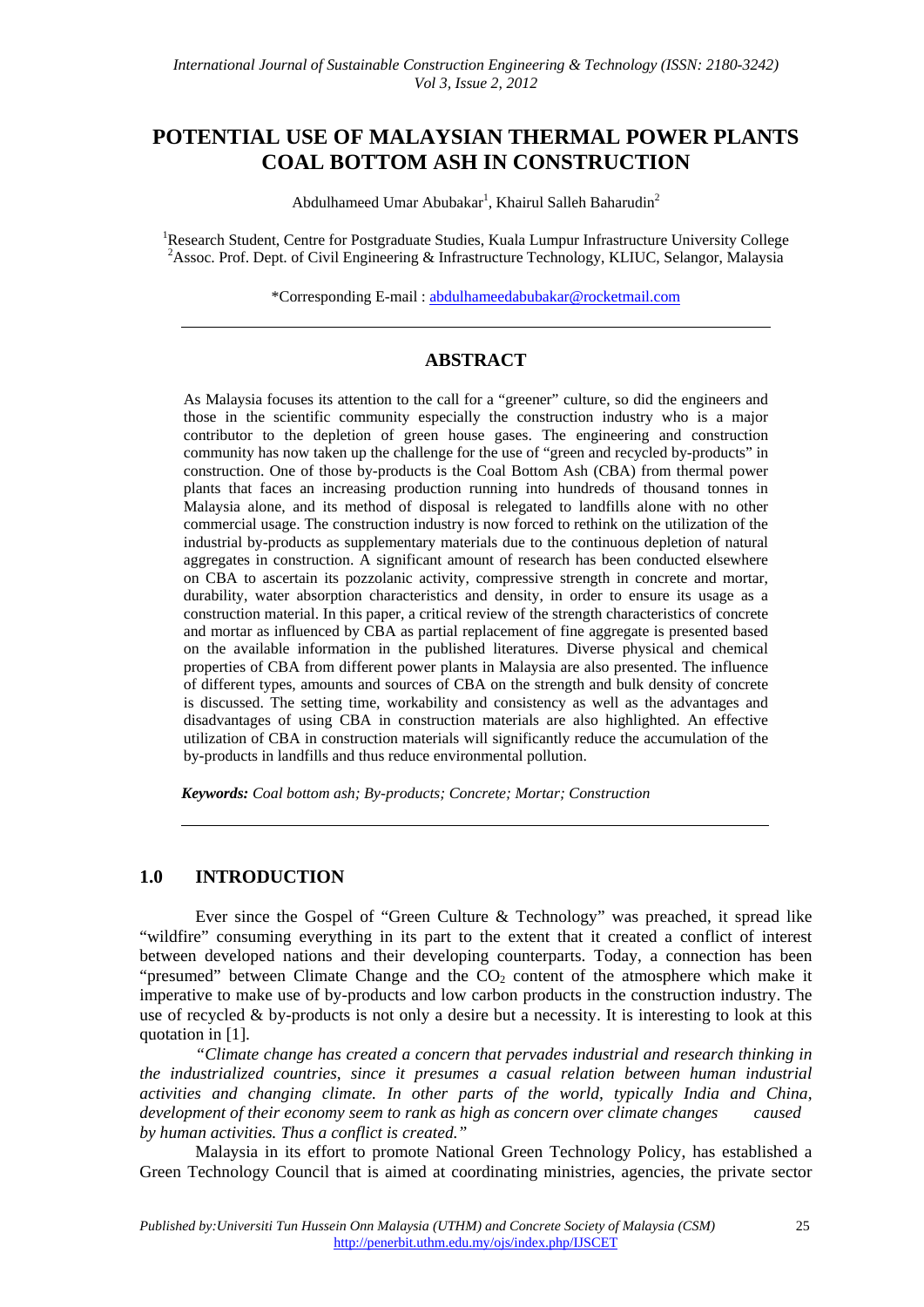# POTENTIAL USE OF MALAYSIAN THERMAL POWER PLANTS COAL BOTTOM ASH IN CONSTRUCTION

Abdulhameed Umar Abubakar[1], Khairul Salleh Baharudin[2]

[1]Research Student, Centre for Postgraduate Studies, Kuala Lumpur Infrastructure University College
[2]Assoc. Prof. Dept. of Civil Engineering & Infrastructure Technology, KLIUC, Selangor, Malaysia

*Corresponding E-mail : abdulhameedabubakar@rocketmail.com

## ABSTRACT

As Malaysia focuses its attention to the call for a "greener" culture, so did the engineers and those in the scientific community especially the construction industry who is a major contributor to the depletion of green house gases. The engineering and construction community has now taken up the challenge for the use of "green and recycled by-products" in construction. One of those by-products is the Coal Bottom Ash (CBA) from thermal power plants that faces an increasing production running into hundreds of thousand tonnes in Malaysia alone, and its method of disposal is relegated to landfills alone with no other commercial usage. The construction industry is now forced to rethink on the utilization of the industrial by-products as supplementary materials due to the continuous depletion of natural aggregates in construction. A significant amount of research has been conducted elsewhere on CBA to ascertain its pozzolanic activity, compressive strength in concrete and mortar, durability, water absorption characteristics and density, in order to ensure its usage as a construction material. In this paper, a critical review of the strength characteristics of concrete and mortar as influenced by CBA as partial replacement of fine aggregate is presented based on the available information in the published literatures. Diverse physical and chemical properties of CBA from different power plants in Malaysia are also presented. The influence of different types, amounts and sources of CBA on the strength and bulk density of concrete is discussed. The setting time, workability and consistency as well as the advantages and disadvantages of using CBA in construction materials are also highlighted. An effective utilization of CBA in construction materials will significantly reduce the accumulation of the by-products in landfills and thus reduce environmental pollution.

***Keywords:*** *Coal bottom ash; By-products; Concrete; Mortar; Construction*

## 1.0 INTRODUCTION

Ever since the Gospel of "Green Culture & Technology" was preached, it spread like "wildfire" consuming everything in its part to the extent that it created a conflict of interest between developed nations and their developing counterparts. Today, a connection has been "presumed" between Climate Change and the $CO_2$ content of the atmosphere which make it imperative to make use of by-products and low carbon products in the construction industry. The use of recycled & by-products is not only a desire but a necessity. It is interesting to look at this quotation in [1].

*"Climate change has created a concern that pervades industrial and research thinking in the industrialized countries, since it presumes a casual relation between human industrial activities and changing climate. In other parts of the world, typically India and China, development of their economy seem to rank as high as concern over climate changes caused by human activities. Thus a conflict is created."*

Malaysia in its effort to promote National Green Technology Policy, has established a Green Technology Council that is aimed at coordinating ministries, agencies, the private sector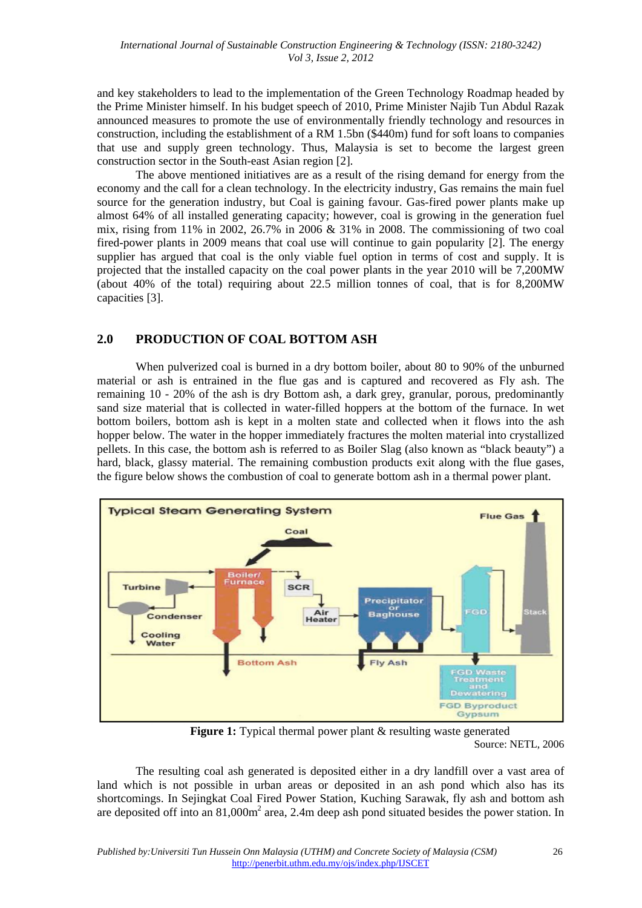and key stakeholders to lead to the implementation of the Green Technology Roadmap headed by the Prime Minister himself. In his budget speech of 2010, Prime Minister Najib Tun Abdul Razak announced measures to promote the use of environmentally friendly technology and resources in construction, including the establishment of a RM 1.5bn ($440m) fund for soft loans to companies that use and supply green technology. Thus, Malaysia is set to become the largest green construction sector in the South-east Asian region [2].

The above mentioned initiatives are as a result of the rising demand for energy from the economy and the call for a clean technology. In the electricity industry, Gas remains the main fuel source for the generation industry, but Coal is gaining favour. Gas-fired power plants make up almost 64% of all installed generating capacity; however, coal is growing in the generation fuel mix, rising from 11% in 2002, 26.7% in 2006 & 31% in 2008. The commissioning of two coal fired-power plants in 2009 means that coal use will continue to gain popularity [2]. The energy supplier has argued that coal is the only viable fuel option in terms of cost and supply. It is projected that the installed capacity on the coal power plants in the year 2010 will be 7,200MW (about 40% of the total) requiring about 22.5 million tonnes of coal, that is for 8,200MW capacities [3].

## 2.0 PRODUCTION OF COAL BOTTOM ASH

When pulverized coal is burned in a dry bottom boiler, about 80 to 90% of the unburned material or ash is entrained in the flue gas and is captured and recovered as Fly ash. The remaining 10 - 20% of the ash is dry Bottom ash, a dark grey, granular, porous, predominantly sand size material that is collected in water-filled hoppers at the bottom of the furnace. In wet bottom boilers, bottom ash is kept in a molten state and collected when it flows into the ash hopper below. The water in the hopper immediately fractures the molten material into crystallized pellets. In this case, the bottom ash is referred to as Boiler Slag (also known as "black beauty") a hard, black, glassy material. The remaining combustion products exit along with the flue gases, the figure below shows the combustion of coal to generate bottom ash in a thermal power plant.

Typical Steam Generating System
Coal
Flue Gas
Boiler/ Furnace
Turbine
SCR
Condenser
Air Heater
Precipitator or Baghouse
FGD
Stack
Cooling Water
Bottom Ash
Fly Ash
FGD Waste Treatment and Dewatering
FGD Byproduct Gypsum

**Figure 1:** Typical thermal power plant & resulting waste generated

Source: NETL, 2006

The resulting coal ash generated is deposited either in a dry landfill over a vast area of land which is not possible in urban areas or deposited in an ash pond which also has its shortcomings. In Sejingkat Coal Fired Power Station, Kuching Sarawak, fly ash and bottom ash are deposited off into an 81,000m$^2$ area, 2.4m deep ash pond situated besides the power station. In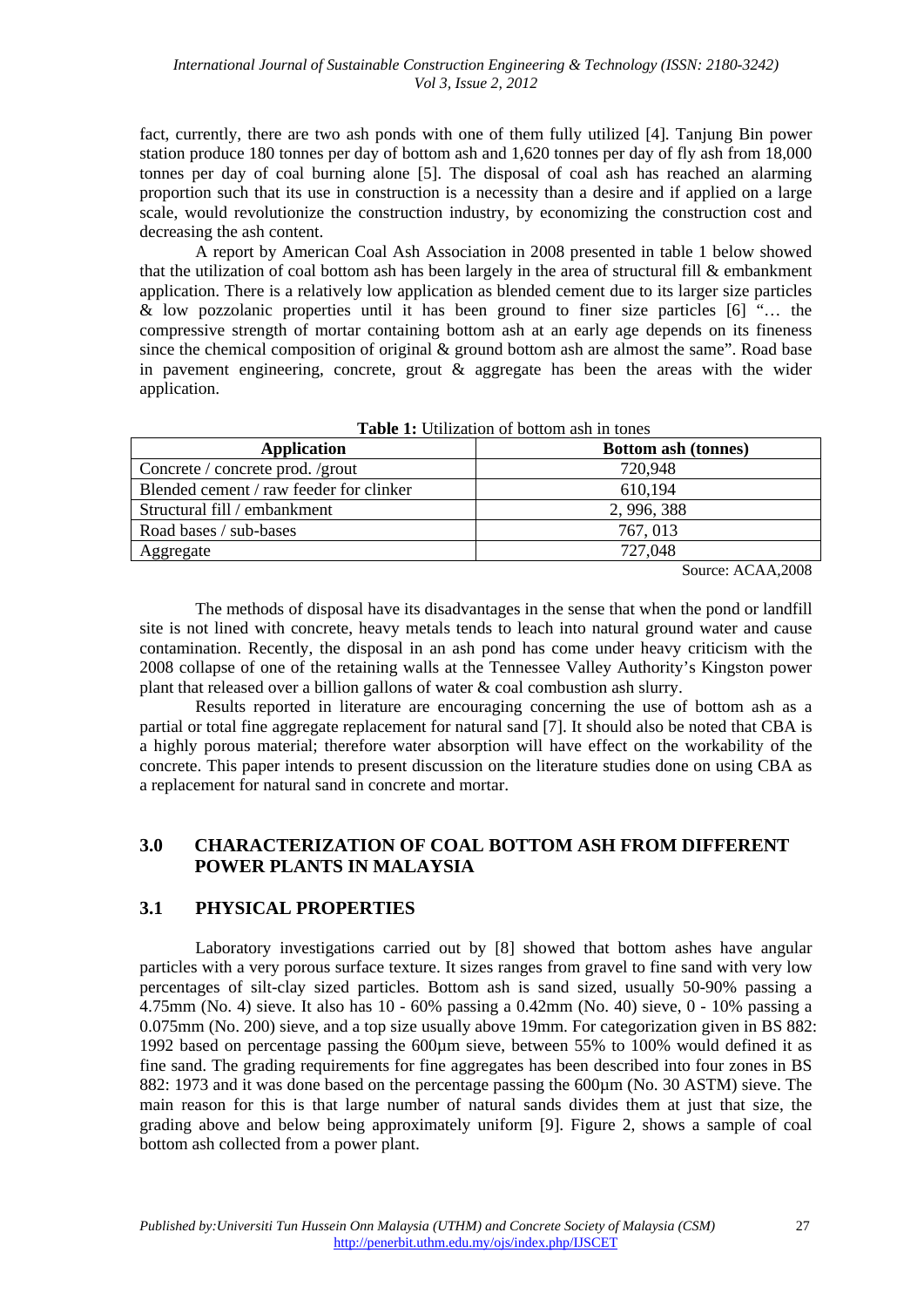fact, currently, there are two ash ponds with one of them fully utilized [4]. Tanjung Bin power station produce 180 tonnes per day of bottom ash and 1,620 tonnes per day of fly ash from 18,000 tonnes per day of coal burning alone [5]. The disposal of coal ash has reached an alarming proportion such that its use in construction is a necessity than a desire and if applied on a large scale, would revolutionize the construction industry, by economizing the construction cost and decreasing the ash content.

A report by American Coal Ash Association in 2008 presented in table 1 below showed that the utilization of coal bottom ash has been largely in the area of structural fill & embankment application. There is a relatively low application as blended cement due to its larger size particles & low pozzolanic properties until it has been ground to finer size particles [6] "… the compressive strength of mortar containing bottom ash at an early age depends on its fineness since the chemical composition of original & ground bottom ash are almost the same". Road base in pavement engineering, concrete, grout & aggregate has been the areas with the wider application.

**Table 1:** Utilization of bottom ash in tones

| Application | Bottom ash (tonnes) |
|---|---|
| Concrete / concrete prod. /grout | 720,948 |
| Blended cement / raw feeder for clinker | 610,194 |
| Structural fill / embankment | 2, 996, 388 |
| Road bases / sub-bases | 767, 013 |
| Aggregate | 727,048 |

Source: ACAA,2008

The methods of disposal have its disadvantages in the sense that when the pond or landfill site is not lined with concrete, heavy metals tends to leach into natural ground water and cause contamination. Recently, the disposal in an ash pond has come under heavy criticism with the 2008 collapse of one of the retaining walls at the Tennessee Valley Authority's Kingston power plant that released over a billion gallons of water & coal combustion ash slurry.

Results reported in literature are encouraging concerning the use of bottom ash as a partial or total fine aggregate replacement for natural sand [7]. It should also be noted that CBA is a highly porous material; therefore water absorption will have effect on the workability of the concrete. This paper intends to present discussion on the literature studies done on using CBA as a replacement for natural sand in concrete and mortar.

## 3.0 CHARACTERIZATION OF COAL BOTTOM ASH FROM DIFFERENT POWER PLANTS IN MALAYSIA

### 3.1 PHYSICAL PROPERTIES

Laboratory investigations carried out by [8] showed that bottom ashes have angular particles with a very porous surface texture. It sizes ranges from gravel to fine sand with very low percentages of silt-clay sized particles. Bottom ash is sand sized, usually 50-90% passing a 4.75mm (No. 4) sieve. It also has 10 - 60% passing a 0.42mm (No. 40) sieve, 0 - 10% passing a 0.075mm (No. 200) sieve, and a top size usually above 19mm. For categorization given in BS 882: 1992 based on percentage passing the 600µm sieve, between 55% to 100% would defined it as fine sand. The grading requirements for fine aggregates has been described into four zones in BS 882: 1973 and it was done based on the percentage passing the 600µm (No. 30 ASTM) sieve. The main reason for this is that large number of natural sands divides them at just that size, the grading above and below being approximately uniform [9]. Figure 2, shows a sample of coal bottom ash collected from a power plant.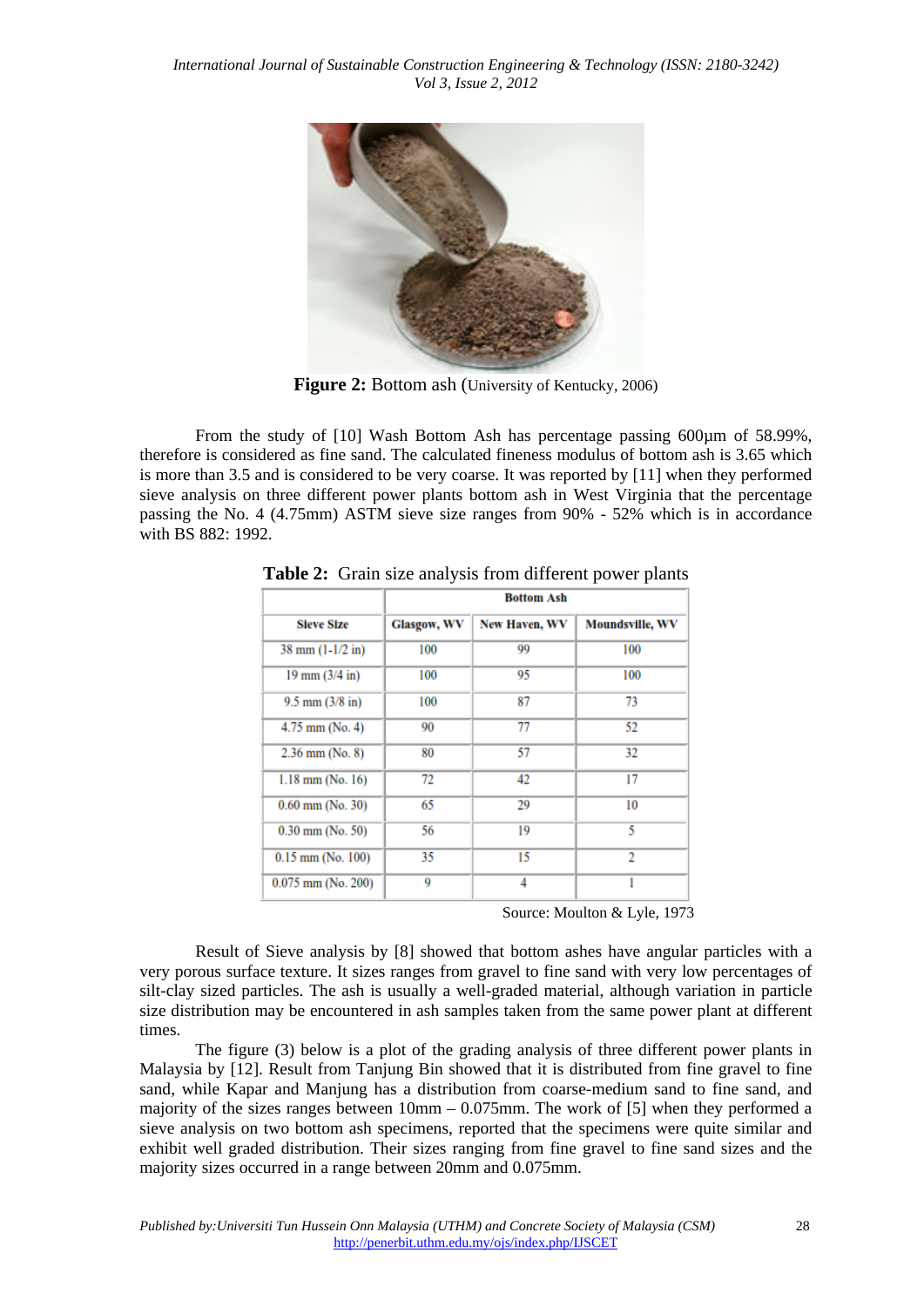**Figure 2:** Bottom ash (University of Kentucky, 2006)

From the study of [10] Wash Bottom Ash has percentage passing 600μm of 58.99%, therefore is considered as fine sand. The calculated fineness modulus of bottom ash is 3.65 which is more than 3.5 and is considered to be very coarse. It was reported by [11] when they performed sieve analysis on three different power plants bottom ash in West Virginia that the percentage passing the No. 4 (4.75mm) ASTM sieve size ranges from 90% - 52% which is in accordance with BS 882: 1992.

**Table 2:** Grain size analysis from different power plants

| | Bottom Ash | | |
|---|---|---|---|
| **Sieve Size** | **Glasgow, WV** | **New Haven, WV** | **Moundsville, WV** |
| 38 mm (1-1/2 in) | 100 | 99 | 100 |
| 19 mm (3/4 in) | 100 | 95 | 100 |
| 9.5 mm (3/8 in) | 100 | 87 | 73 |
| 4.75 mm (No. 4) | 90 | 77 | 52 |
| 2.36 mm (No. 8) | 80 | 57 | 32 |
| 1.18 mm (No. 16) | 72 | 42 | 17 |
| 0.60 mm (No. 30) | 65 | 29 | 10 |
| 0.30 mm (No. 50) | 56 | 19 | 5 |
| 0.15 mm (No. 100) | 35 | 15 | 2 |
| 0.075 mm (No. 200) | 9 | 4 | 1 |

Source: Moulton & Lyle, 1973

Result of Sieve analysis by [8] showed that bottom ashes have angular particles with a very porous surface texture. It sizes ranges from gravel to fine sand with very low percentages of silt-clay sized particles. The ash is usually a well-graded material, although variation in particle size distribution may be encountered in ash samples taken from the same power plant at different times.

The figure (3) below is a plot of the grading analysis of three different power plants in Malaysia by [12]. Result from Tanjung Bin showed that it is distributed from fine gravel to fine sand, while Kapar and Manjung has a distribution from coarse-medium sand to fine sand, and majority of the sizes ranges between 10mm – 0.075mm. The work of [5] when they performed a sieve analysis on two bottom ash specimens, reported that the specimens were quite similar and exhibit well graded distribution. Their sizes ranging from fine gravel to fine sand sizes and the majority sizes occurred in a range between 20mm and 0.075mm.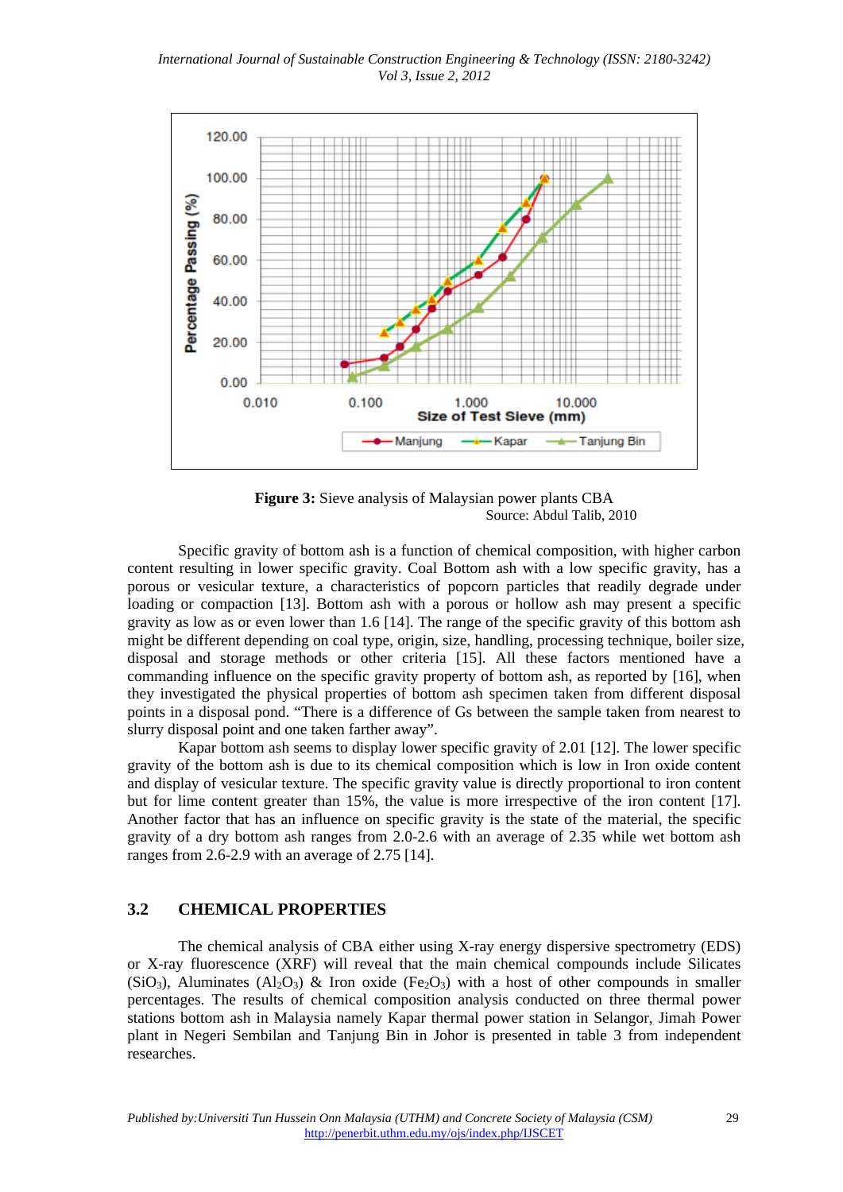**Figure 3:** Sieve analysis of Malaysian power plants CBA
Source: Abdul Talib, 2010

Specific gravity of bottom ash is a function of chemical composition, with higher carbon content resulting in lower specific gravity. Coal Bottom ash with a low specific gravity, has a porous or vesicular texture, a characteristics of popcorn particles that readily degrade under loading or compaction [13]. Bottom ash with a porous or hollow ash may present a specific gravity as low as or even lower than 1.6 [14]. The range of the specific gravity of this bottom ash might be different depending on coal type, origin, size, handling, processing technique, boiler size, disposal and storage methods or other criteria [15]. All these factors mentioned have a commanding influence on the specific gravity property of bottom ash, as reported by [16], when they investigated the physical properties of bottom ash specimen taken from different disposal points in a disposal pond. "There is a difference of Gs between the sample taken from nearest to slurry disposal point and one taken farther away".

Kapar bottom ash seems to display lower specific gravity of 2.01 [12]. The lower specific gravity of the bottom ash is due to its chemical composition which is low in Iron oxide content and display of vesicular texture. The specific gravity value is directly proportional to iron content but for lime content greater than 15%, the value is more irrespective of the iron content [17]. Another factor that has an influence on specific gravity is the state of the material, the specific gravity of a dry bottom ash ranges from 2.0-2.6 with an average of 2.35 while wet bottom ash ranges from 2.6-2.9 with an average of 2.75 [14].

## 3.2 CHEMICAL PROPERTIES

The chemical analysis of CBA either using X-ray energy dispersive spectrometry (EDS) or X-ray fluorescence (XRF) will reveal that the main chemical compounds include Silicates ($SiO_3$), Aluminates ($Al_2O_3$) & Iron oxide ($Fe_2O_3$) with a host of other compounds in smaller percentages. The results of chemical composition analysis conducted on three thermal power stations bottom ash in Malaysia namely Kapar thermal power station in Selangor, Jimah Power plant in Negeri Sembilan and Tanjung Bin in Johor is presented in table 3 from independent researches.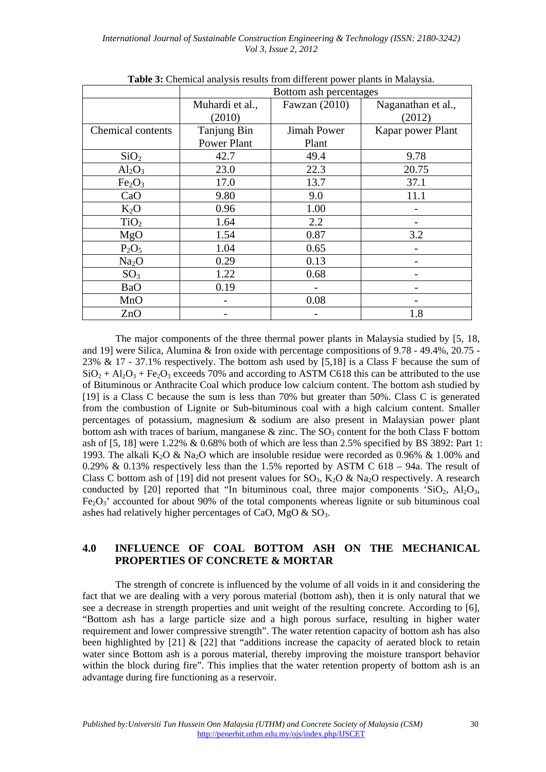**Table 3:** Chemical analysis results from different power plants in Malaysia.

| | Bottom ash percentages | | |
|---|---|---|---|
| | Muhardi et al., (2010) | Fawzan (2010) | Naganathan et al., (2012) |
| Chemical contents | Tanjung Bin Power Plant | Jimah Power Plant | Kapar power Plant |
| $SiO_2$ | 42.7 | 49.4 | 9.78 |
| $Al_2O_3$ | 23.0 | 22.3 | 20.75 |
| $Fe_2O_3$ | 17.0 | 13.7 | 37.1 |
| CaO | 9.80 | 9.0 | 11.1 |
| $K_2O$ | 0.96 | 1.00 | - |
| $TiO_2$ | 1.64 | 2.2 | - |
| MgO | 1.54 | 0.87 | 3.2 |
| $P_2O_5$ | 1.04 | 0.65 | - |
| $Na_2O$ | 0.29 | 0.13 | - |
| $SO_3$ | 1.22 | 0.68 | - |
| BaO | 0.19 | - | - |
| MnO | - | 0.08 | - |
| ZnO | - | - | 1.8 |

The major components of the three thermal power plants in Malaysia studied by [5, 18, and 19] were Silica, Alumina & Iron oxide with percentage compositions of 9.78 - 49.4%, 20.75 - 23% & 17 - 37.1% respectively. The bottom ash used by [5,18] is a Class F because the sum of $SiO_2$ + $Al_2O_3$ + $Fe_2O_3$ exceeds 70% and according to ASTM C618 this can be attributed to the use of Bituminous or Anthracite Coal which produce low calcium content. The bottom ash studied by [19] is a Class C because the sum is less than 70% but greater than 50%. Class C is generated from the combustion of Lignite or Sub-bituminous coal with a high calcium content. Smaller percentages of potassium, magnesium & sodium are also present in Malaysian power plant bottom ash with traces of barium, manganese & zinc. The $SO_3$ content for the both Class F bottom ash of [5, 18] were 1.22% & 0.68% both of which are less than 2.5% specified by BS 3892: Part 1: 1993. The alkali $K_2O$ & $Na_2O$ which are insoluble residue were recorded as 0.96% & 1.00% and 0.29% & 0.13% respectively less than the 1.5% reported by ASTM C 618 – 94a. The result of Class C bottom ash of [19] did not present values for $SO_3$, $K_2O$ & $Na_2O$ respectively. A research conducted by [20] reported that "In bituminous coal, three major components '$SiO_2$, $Al_2O_3$, $Fe_2O_3$' accounted for about 90% of the total components whereas lignite or sub bituminous coal ashes had relatively higher percentages of CaO, MgO & $SO_3$.

## 4.0 INFLUENCE OF COAL BOTTOM ASH ON THE MECHANICAL PROPERTIES OF CONCRETE & MORTAR

The strength of concrete is influenced by the volume of all voids in it and considering the fact that we are dealing with a very porous material (bottom ash), then it is only natural that we see a decrease in strength properties and unit weight of the resulting concrete. According to [6], "Bottom ash has a large particle size and a high porous surface, resulting in higher water requirement and lower compressive strength". The water retention capacity of bottom ash has also been highlighted by [21] & [22] that "additions increase the capacity of aerated block to retain water since Bottom ash is a porous material, thereby improving the moisture transport behavior within the block during fire". This implies that the water retention property of bottom ash is an advantage during fire functioning as a reservoir.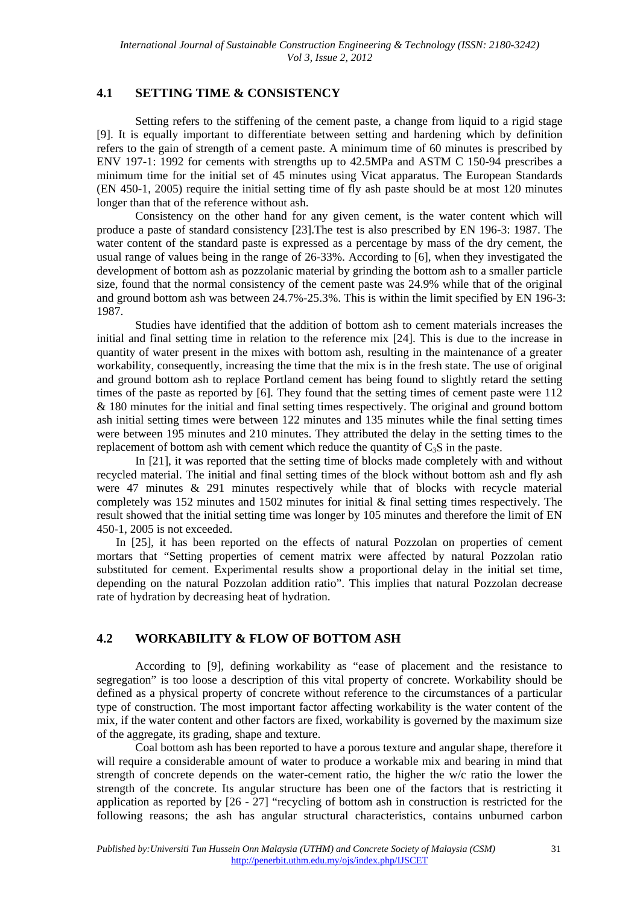## 4.1 SETTING TIME & CONSISTENCY

Setting refers to the stiffening of the cement paste, a change from liquid to a rigid stage [9]. It is equally important to differentiate between setting and hardening which by definition refers to the gain of strength of a cement paste. A minimum time of 60 minutes is prescribed by ENV 197-1: 1992 for cements with strengths up to 42.5MPa and ASTM C 150-94 prescribes a minimum time for the initial set of 45 minutes using Vicat apparatus. The European Standards (EN 450-1, 2005) require the initial setting time of fly ash paste should be at most 120 minutes longer than that of the reference without ash.

Consistency on the other hand for any given cement, is the water content which will produce a paste of standard consistency [23].The test is also prescribed by EN 196-3: 1987. The water content of the standard paste is expressed as a percentage by mass of the dry cement, the usual range of values being in the range of 26-33%. According to [6], when they investigated the development of bottom ash as pozzolanic material by grinding the bottom ash to a smaller particle size, found that the normal consistency of the cement paste was 24.9% while that of the original and ground bottom ash was between 24.7%-25.3%. This is within the limit specified by EN 196-3: 1987.

Studies have identified that the addition of bottom ash to cement materials increases the initial and final setting time in relation to the reference mix [24]. This is due to the increase in quantity of water present in the mixes with bottom ash, resulting in the maintenance of a greater workability, consequently, increasing the time that the mix is in the fresh state. The use of original and ground bottom ash to replace Portland cement has being found to slightly retard the setting times of the paste as reported by [6]. They found that the setting times of cement paste were 112 & 180 minutes for the initial and final setting times respectively. The original and ground bottom ash initial setting times were between 122 minutes and 135 minutes while the final setting times were between 195 minutes and 210 minutes. They attributed the delay in the setting times to the replacement of bottom ash with cement which reduce the quantity of $C_3S$ in the paste.

In [21], it was reported that the setting time of blocks made completely with and without recycled material. The initial and final setting times of the block without bottom ash and fly ash were 47 minutes & 291 minutes respectively while that of blocks with recycle material completely was 152 minutes and 1502 minutes for initial & final setting times respectively. The result showed that the initial setting time was longer by 105 minutes and therefore the limit of EN 450-1, 2005 is not exceeded.

In [25], it has been reported on the effects of natural Pozzolan on properties of cement mortars that "Setting properties of cement matrix were affected by natural Pozzolan ratio substituted for cement. Experimental results show a proportional delay in the initial set time, depending on the natural Pozzolan addition ratio". This implies that natural Pozzolan decrease rate of hydration by decreasing heat of hydration.

## 4.2 WORKABILITY & FLOW OF BOTTOM ASH

According to [9], defining workability as "ease of placement and the resistance to segregation" is too loose a description of this vital property of concrete. Workability should be defined as a physical property of concrete without reference to the circumstances of a particular type of construction. The most important factor affecting workability is the water content of the mix, if the water content and other factors are fixed, workability is governed by the maximum size of the aggregate, its grading, shape and texture.

Coal bottom ash has been reported to have a porous texture and angular shape, therefore it will require a considerable amount of water to produce a workable mix and bearing in mind that strength of concrete depends on the water-cement ratio, the higher the w/c ratio the lower the strength of the concrete. Its angular structure has been one of the factors that is restricting it application as reported by [26 - 27] "recycling of bottom ash in construction is restricted for the following reasons; the ash has angular structural characteristics, contains unburned carbon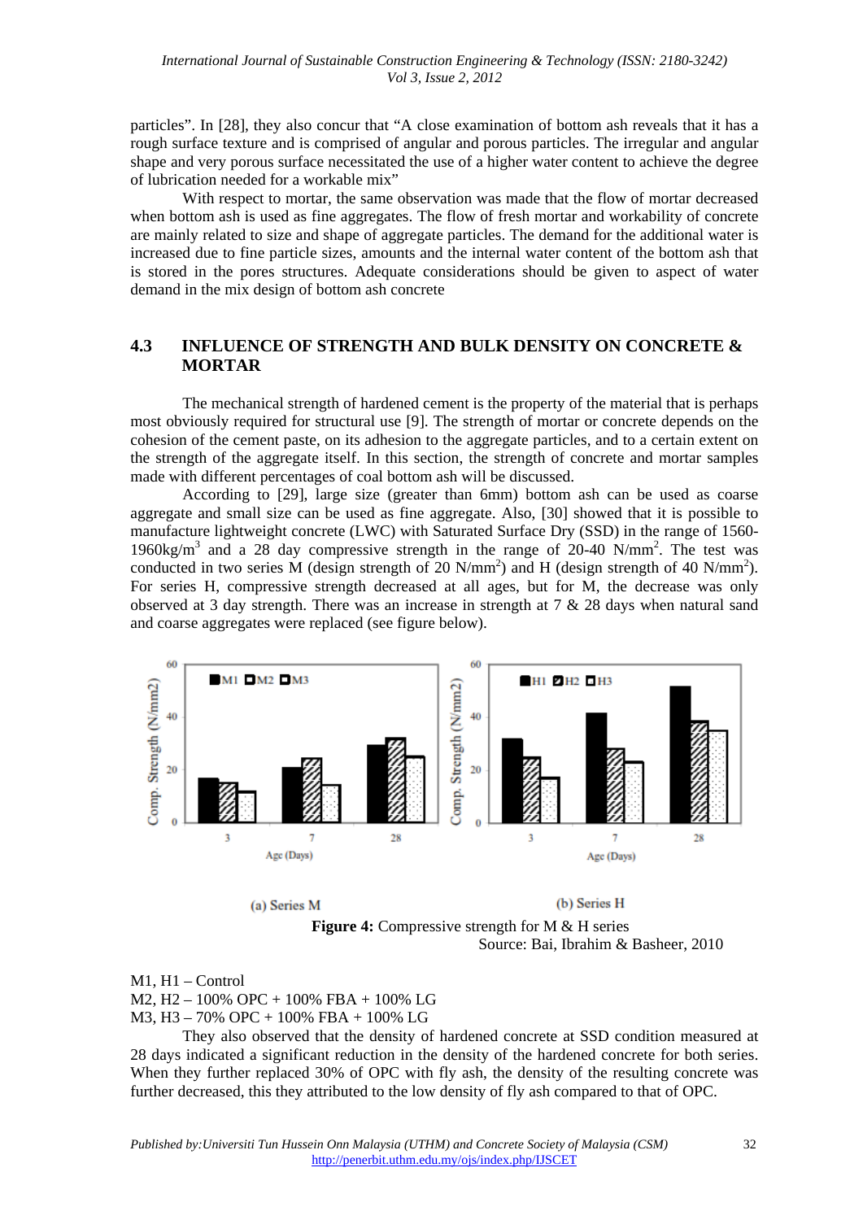particles". In [28], they also concur that "A close examination of bottom ash reveals that it has a rough surface texture and is comprised of angular and porous particles. The irregular and angular shape and very porous surface necessitated the use of a higher water content to achieve the degree of lubrication needed for a workable mix"

With respect to mortar, the same observation was made that the flow of mortar decreased when bottom ash is used as fine aggregates. The flow of fresh mortar and workability of concrete are mainly related to size and shape of aggregate particles. The demand for the additional water is increased due to fine particle sizes, amounts and the internal water content of the bottom ash that is stored in the pores structures. Adequate considerations should be given to aspect of water demand in the mix design of bottom ash concrete

## 4.3 INFLUENCE OF STRENGTH AND BULK DENSITY ON CONCRETE & MORTAR

The mechanical strength of hardened cement is the property of the material that is perhaps most obviously required for structural use [9]. The strength of mortar or concrete depends on the cohesion of the cement paste, on its adhesion to the aggregate particles, and to a certain extent on the strength of the aggregate itself. In this section, the strength of concrete and mortar samples made with different percentages of coal bottom ash will be discussed.

According to [29], large size (greater than 6mm) bottom ash can be used as coarse aggregate and small size can be used as fine aggregate. Also, [30] showed that it is possible to manufacture lightweight concrete (LWC) with Saturated Surface Dry (SSD) in the range of 1560-1960kg/m$^3$ and a 28 day compressive strength in the range of 20-40 N/mm$^2$. The test was conducted in two series M (design strength of 20 N/mm$^2$) and H (design strength of 40 N/mm$^2$). For series H, compressive strength decreased at all ages, but for M, the decrease was only observed at 3 day strength. There was an increase in strength at 7 & 28 days when natural sand and coarse aggregates were replaced (see figure below).

(a) Series M (b) Series H

**Figure 4:** Compressive strength for M & H series

Source: Bai, Ibrahim & Basheer, 2010

M1, H1 – Control
M2, H2 – 100% OPC + 100% FBA + 100% LG
M3, H3 – 70% OPC + 100% FBA + 100% LG

They also observed that the density of hardened concrete at SSD condition measured at 28 days indicated a significant reduction in the density of the hardened concrete for both series. When they further replaced 30% of OPC with fly ash, the density of the resulting concrete was further decreased, this they attributed to the low density of fly ash compared to that of OPC.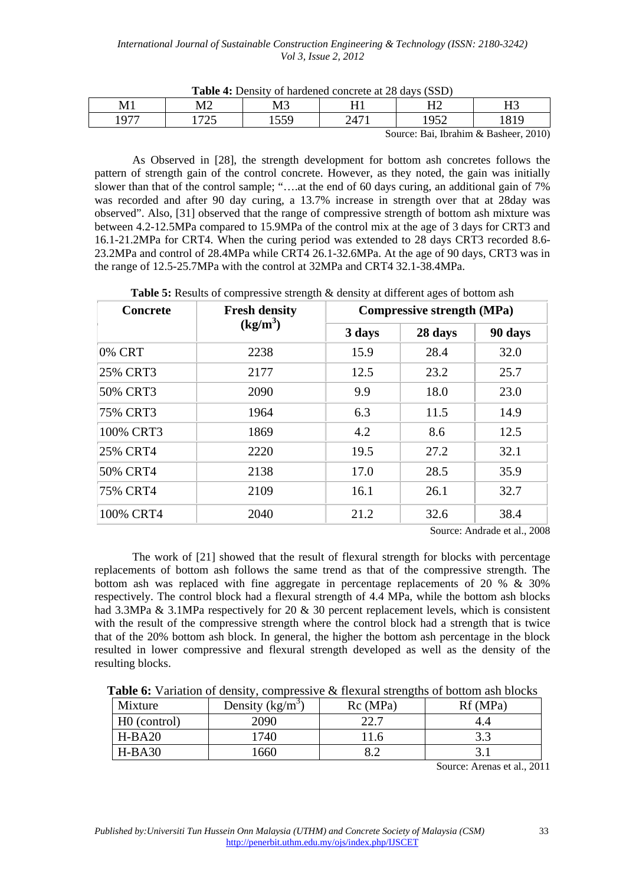**Table 4:** Density of hardened concrete at 28 days (SSD)

| M1 | M2 | M3 | H1 | H2 | H3 |
|---|---|---|---|---|---|
| 1977 | 1725 | 1559 | 2471 | 1952 | 1819 |

Source: Bai, Ibrahim & Basheer, 2010)

As Observed in [28], the strength development for bottom ash concretes follows the pattern of strength gain of the control concrete. However, as they noted, the gain was initially slower than that of the control sample; "….at the end of 60 days curing, an additional gain of 7% was recorded and after 90 day curing, a 13.7% increase in strength over that at 28day was observed". Also, [31] observed that the range of compressive strength of bottom ash mixture was between 4.2-12.5MPa compared to 15.9MPa of the control mix at the age of 3 days for CRT3 and 16.1-21.2MPa for CRT4. When the curing period was extended to 28 days CRT3 recorded 8.6-23.2MPa and control of 28.4MPa while CRT4 26.1-32.6MPa. At the age of 90 days, CRT3 was in the range of 12.5-25.7MPa with the control at 32MPa and CRT4 32.1-38.4MPa.

**Table 5:** Results of compressive strength & density at different ages of bottom ash

| **Concrete** | **Fresh density ($kg/m^3$)** | **Compressive strength (MPa)** | | |
|---|---|---|---|---|
| | | **3 days** | **28 days** | **90 days** |
| 0% CRT | 2238 | 15.9 | 28.4 | 32.0 |
| 25% CRT3 | 2177 | 12.5 | 23.2 | 25.7 |
| 50% CRT3 | 2090 | 9.9 | 18.0 | 23.0 |
| 75% CRT3 | 1964 | 6.3 | 11.5 | 14.9 |
| 100% CRT3 | 1869 | 4.2 | 8.6 | 12.5 |
| 25% CRT4 | 2220 | 19.5 | 27.2 | 32.1 |
| 50% CRT4 | 2138 | 17.0 | 28.5 | 35.9 |
| 75% CRT4 | 2109 | 16.1 | 26.1 | 32.7 |
| 100% CRT4 | 2040 | 21.2 | 32.6 | 38.4 |

Source: Andrade et al., 2008

The work of [21] showed that the result of flexural strength for blocks with percentage replacements of bottom ash follows the same trend as that of the compressive strength. The bottom ash was replaced with fine aggregate in percentage replacements of 20 % & 30% respectively. The control block had a flexural strength of 4.4 MPa, while the bottom ash blocks had 3.3MPa & 3.1MPa respectively for 20 & 30 percent replacement levels, which is consistent with the result of the compressive strength where the control block had a strength that is twice that of the 20% bottom ash block. In general, the higher the bottom ash percentage in the block resulted in lower compressive and flexural strength developed as well as the density of the resulting blocks.

**Table 6:** Variation of density, compressive & flexural strengths of bottom ash blocks

| Mixture | Density ($kg/m^3$) | Rc (MPa) | Rf (MPa) |
|---|---|---|---|
| H0 (control) | 2090 | 22.7 | 4.4 |
| H-BA20 | 1740 | 11.6 | 3.3 |
| H-BA30 | 1660 | 8.2 | 3.1 |

Source: Arenas et al., 2011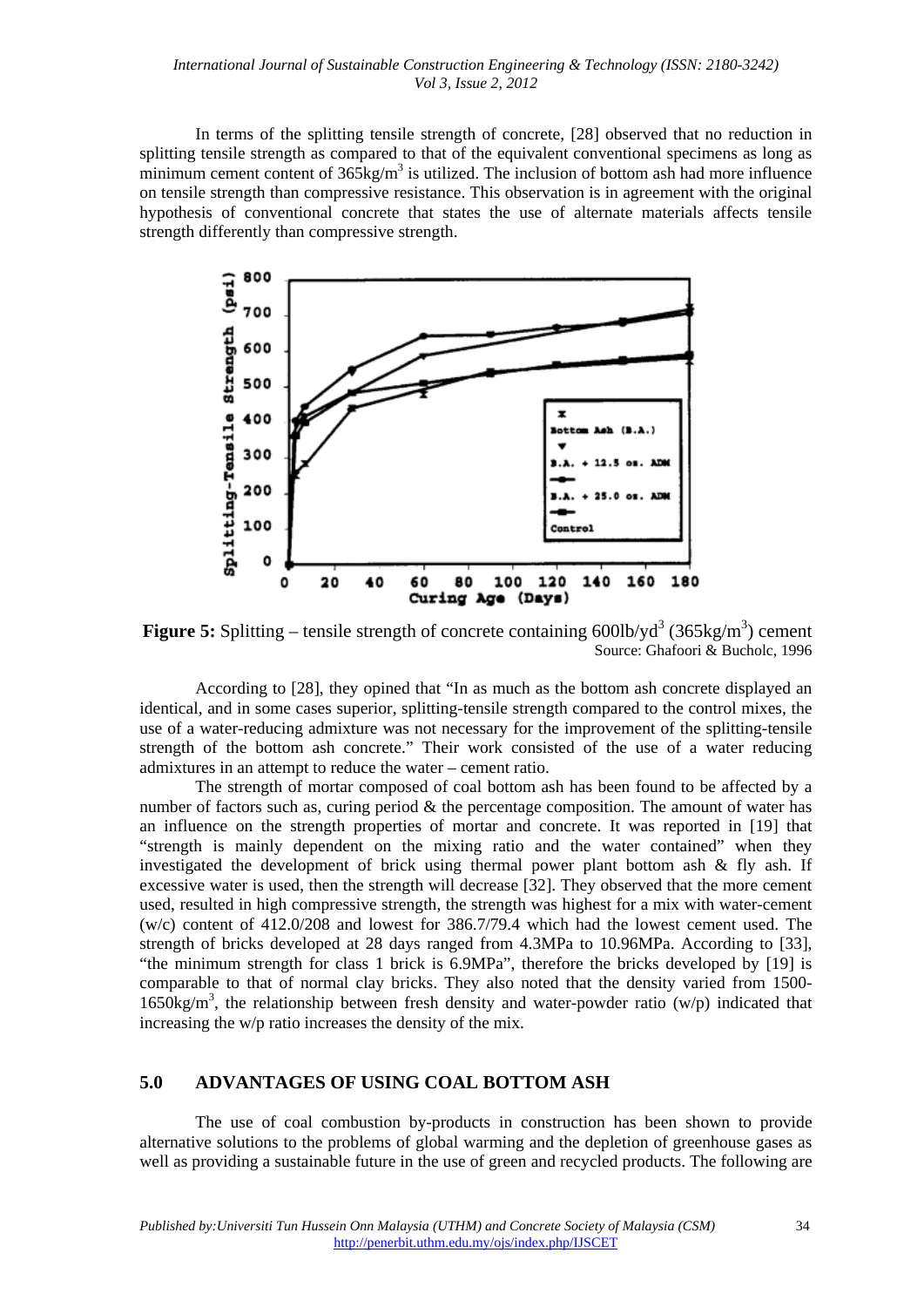In terms of the splitting tensile strength of concrete, [28] observed that no reduction in splitting tensile strength as compared to that of the equivalent conventional specimens as long as minimum cement content of 365kg/m$^3$ is utilized. The inclusion of bottom ash had more influence on tensile strength than compressive resistance. This observation is in agreement with the original hypothesis of conventional concrete that states the use of alternate materials affects tensile strength differently than compressive strength.

Splitting-Tensile Strength (psi)

800
700
600
500
400
300
200
100
0

0 20 40 60 80 100 120 140 160 180

Curing Age (Days)

Bottom Ash (B.A.)
B.A. + 12.5 oz. ADM
B.A. + 25.0 oz. ADM
Control

**Figure 5:** Splitting – tensile strength of concrete containing 600lb/yd$^3$ (365kg/m$^3$) cement
Source: Ghafoori & Bucholc, 1996

According to [28], they opined that "In as much as the bottom ash concrete displayed an identical, and in some cases superior, splitting-tensile strength compared to the control mixes, the use of a water-reducing admixture was not necessary for the improvement of the splitting-tensile strength of the bottom ash concrete." Their work consisted of the use of a water reducing admixtures in an attempt to reduce the water – cement ratio.

The strength of mortar composed of coal bottom ash has been found to be affected by a number of factors such as, curing period & the percentage composition. The amount of water has an influence on the strength properties of mortar and concrete. It was reported in [19] that "strength is mainly dependent on the mixing ratio and the water contained" when they investigated the development of brick using thermal power plant bottom ash & fly ash. If excessive water is used, then the strength will decrease [32]. They observed that the more cement used, resulted in high compressive strength, the strength was highest for a mix with water-cement (w/c) content of 412.0/208 and lowest for 386.7/79.4 which had the lowest cement used. The strength of bricks developed at 28 days ranged from 4.3MPa to 10.96MPa. According to [33], "the minimum strength for class 1 brick is 6.9MPa", therefore the bricks developed by [19] is comparable to that of normal clay bricks. They also noted that the density varied from 1500-1650kg/m$^3$, the relationship between fresh density and water-powder ratio (w/p) indicated that increasing the w/p ratio increases the density of the mix.

## 5.0 ADVANTAGES OF USING COAL BOTTOM ASH

The use of coal combustion by-products in construction has been shown to provide alternative solutions to the problems of global warming and the depletion of greenhouse gases as well as providing a sustainable future in the use of green and recycled products. The following are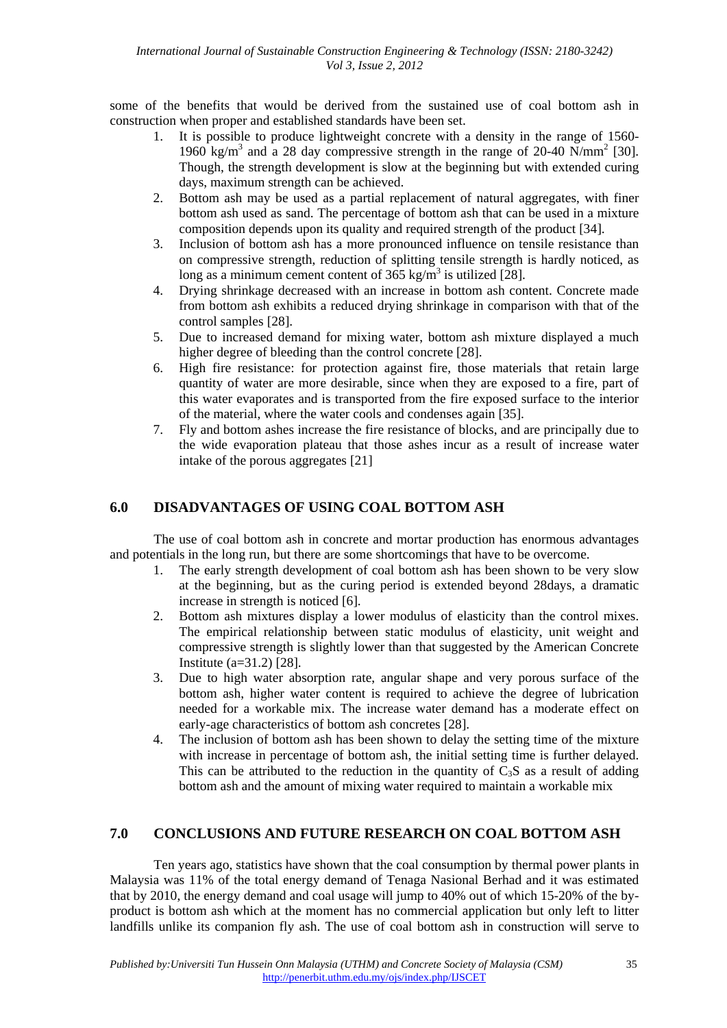some of the benefits that would be derived from the sustained use of coal bottom ash in construction when proper and established standards have been set.

1. It is possible to produce lightweight concrete with a density in the range of 1560-1960 kg/$m^3$ and a 28 day compressive strength in the range of 20-40 N/$mm^2$ [30]. Though, the strength development is slow at the beginning but with extended curing days, maximum strength can be achieved.
2. Bottom ash may be used as a partial replacement of natural aggregates, with finer bottom ash used as sand. The percentage of bottom ash that can be used in a mixture composition depends upon its quality and required strength of the product [34].
3. Inclusion of bottom ash has a more pronounced influence on tensile resistance than on compressive strength, reduction of splitting tensile strength is hardly noticed, as long as a minimum cement content of 365 kg/$m^3$ is utilized [28].
4. Drying shrinkage decreased with an increase in bottom ash content. Concrete made from bottom ash exhibits a reduced drying shrinkage in comparison with that of the control samples [28].
5. Due to increased demand for mixing water, bottom ash mixture displayed a much higher degree of bleeding than the control concrete [28].
6. High fire resistance: for protection against fire, those materials that retain large quantity of water are more desirable, since when they are exposed to a fire, part of this water evaporates and is transported from the fire exposed surface to the interior of the material, where the water cools and condenses again [35].
7. Fly and bottom ashes increase the fire resistance of blocks, and are principally due to the wide evaporation plateau that those ashes incur as a result of increase water intake of the porous aggregates [21]

## 6.0 DISADVANTAGES OF USING COAL BOTTOM ASH

The use of coal bottom ash in concrete and mortar production has enormous advantages and potentials in the long run, but there are some shortcomings that have to be overcome.

1. The early strength development of coal bottom ash has been shown to be very slow at the beginning, but as the curing period is extended beyond 28days, a dramatic increase in strength is noticed [6].
2. Bottom ash mixtures display a lower modulus of elasticity than the control mixes. The empirical relationship between static modulus of elasticity, unit weight and compressive strength is slightly lower than that suggested by the American Concrete Institute (a=31.2) [28].
3. Due to high water absorption rate, angular shape and very porous surface of the bottom ash, higher water content is required to achieve the degree of lubrication needed for a workable mix. The increase water demand has a moderate effect on early-age characteristics of bottom ash concretes [28].
4. The inclusion of bottom ash has been shown to delay the setting time of the mixture with increase in percentage of bottom ash, the initial setting time is further delayed. This can be attributed to the reduction in the quantity of $C_3S$ as a result of adding bottom ash and the amount of mixing water required to maintain a workable mix

## 7.0 CONCLUSIONS AND FUTURE RESEARCH ON COAL BOTTOM ASH

Ten years ago, statistics have shown that the coal consumption by thermal power plants in Malaysia was 11% of the total energy demand of Tenaga Nasional Berhad and it was estimated that by 2010, the energy demand and coal usage will jump to 40% out of which 15-20% of the by-product is bottom ash which at the moment has no commercial application but only left to litter landfills unlike its companion fly ash. The use of coal bottom ash in construction will serve to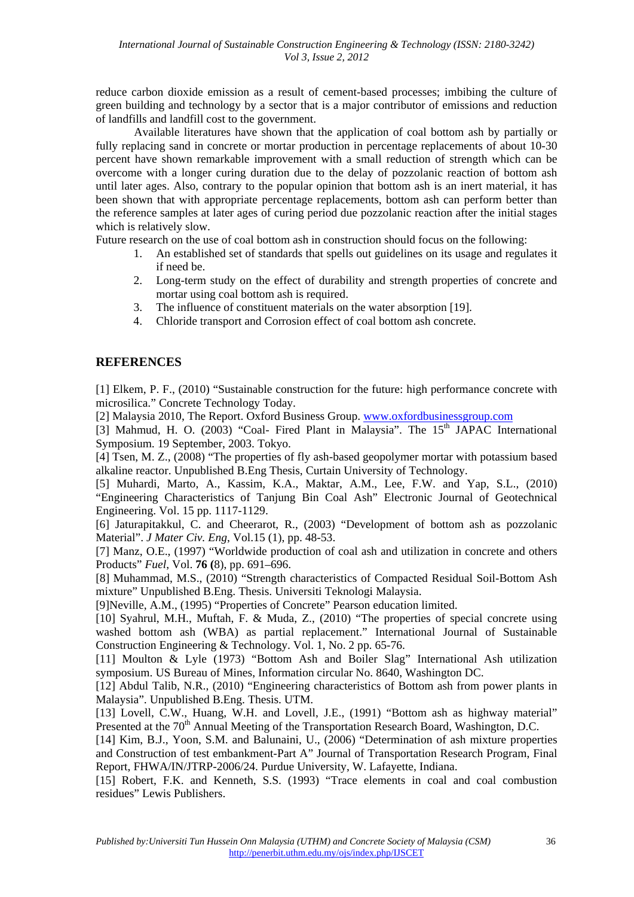reduce carbon dioxide emission as a result of cement-based processes; imbibing the culture of green building and technology by a sector that is a major contributor of emissions and reduction of landfills and landfill cost to the government.

Available literatures have shown that the application of coal bottom ash by partially or fully replacing sand in concrete or mortar production in percentage replacements of about 10-30 percent have shown remarkable improvement with a small reduction of strength which can be overcome with a longer curing duration due to the delay of pozzolanic reaction of bottom ash until later ages. Also, contrary to the popular opinion that bottom ash is an inert material, it has been shown that with appropriate percentage replacements, bottom ash can perform better than the reference samples at later ages of curing period due pozzolanic reaction after the initial stages which is relatively slow.

Future research on the use of coal bottom ash in construction should focus on the following:

1. An established set of standards that spells out guidelines on its usage and regulates it if need be.
2. Long-term study on the effect of durability and strength properties of concrete and mortar using coal bottom ash is required.
3. The influence of constituent materials on the water absorption [19].
4. Chloride transport and Corrosion effect of coal bottom ash concrete.

## REFERENCES

[1] Elkem, P. F., (2010) "Sustainable construction for the future: high performance concrete with microsilica." Concrete Technology Today.

[2] Malaysia 2010, The Report. Oxford Business Group. www.oxfordbusinessgroup.com

[3] Mahmud, H. O. (2003) "Coal- Fired Plant in Malaysia". The 15th JAPAC International Symposium. 19 September, 2003. Tokyo.

[4] Tsen, M. Z., (2008) "The properties of fly ash-based geopolymer mortar with potassium based alkaline reactor. Unpublished B.Eng Thesis, Curtain University of Technology.

[5] Muhardi, Marto, A., Kassim, K.A., Maktar, A.M., Lee, F.W. and Yap, S.L., (2010) "Engineering Characteristics of Tanjung Bin Coal Ash" Electronic Journal of Geotechnical Engineering. Vol. 15 pp. 1117-1129.

[6] Jaturapitakkul, C. and Cheerarot, R., (2003) "Development of bottom ash as pozzolanic Material". *J Mater Civ. Eng*, Vol.15 (1), pp. 48-53.

[7] Manz, O.E., (1997) "Worldwide production of coal ash and utilization in concrete and others Products" *Fuel*, Vol. **76 (**8), pp. 691–696.

[8] Muhammad, M.S., (2010) "Strength characteristics of Compacted Residual Soil-Bottom Ash mixture" Unpublished B.Eng. Thesis. Universiti Teknologi Malaysia.

[9]Neville, A.M., (1995) "Properties of Concrete" Pearson education limited.

[10] Syahrul, M.H., Muftah, F. & Muda, Z., (2010) "The properties of special concrete using washed bottom ash (WBA) as partial replacement." International Journal of Sustainable Construction Engineering & Technology. Vol. 1, No. 2 pp. 65-76.

[11] Moulton & Lyle (1973) "Bottom Ash and Boiler Slag" International Ash utilization symposium. US Bureau of Mines, Information circular No. 8640, Washington DC.

[12] Abdul Talib, N.R., (2010) "Engineering characteristics of Bottom ash from power plants in Malaysia". Unpublished B.Eng. Thesis. UTM.

[13] Lovell, C.W., Huang, W.H. and Lovell, J.E., (1991) "Bottom ash as highway material" Presented at the 70th Annual Meeting of the Transportation Research Board, Washington, D.C.

[14] Kim, B.J., Yoon, S.M. and Balunaini, U., (2006) "Determination of ash mixture properties and Construction of test embankment-Part A" Journal of Transportation Research Program, Final Report, FHWA/IN/JTRP-2006/24. Purdue University, W. Lafayette, Indiana.

[15] Robert, F.K. and Kenneth, S.S. (1993) "Trace elements in coal and coal combustion residues" Lewis Publishers.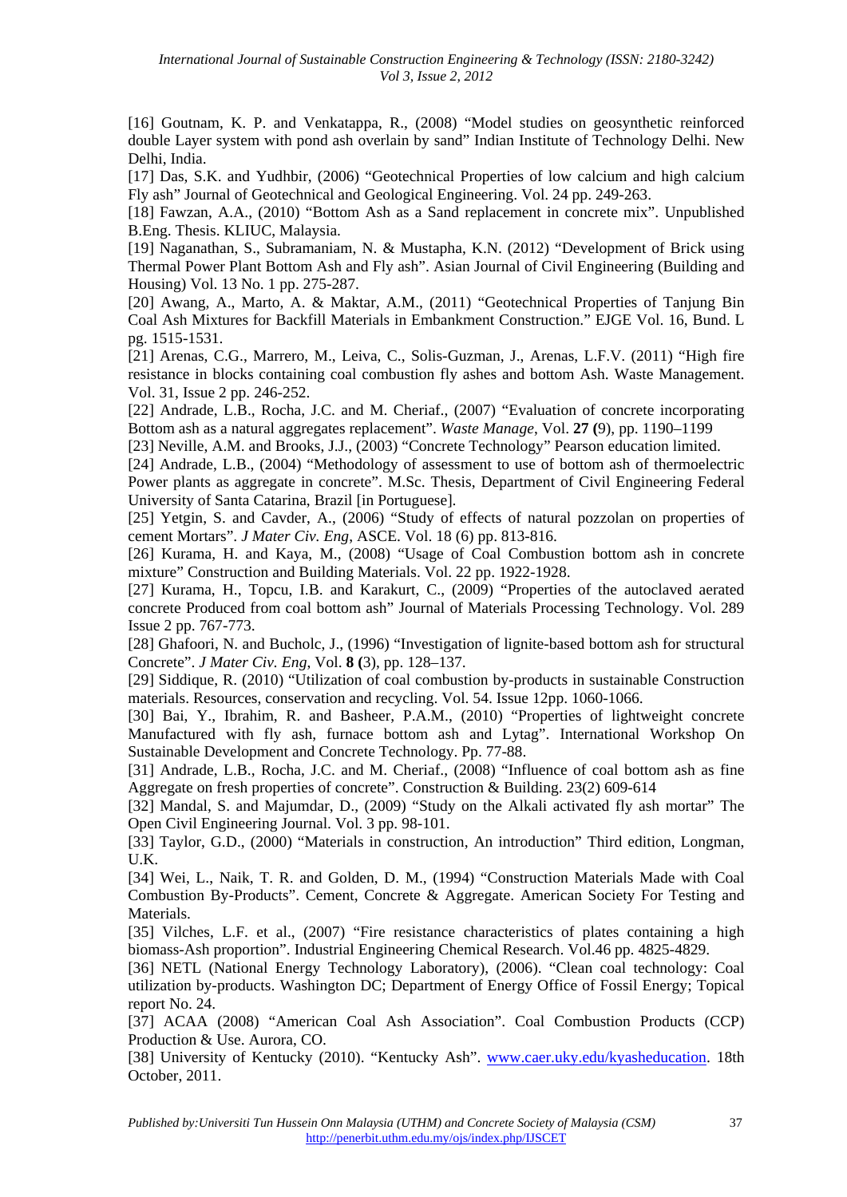[16] Goutnam, K. P. and Venkatappa, R., (2008) "Model studies on geosynthetic reinforced double Layer system with pond ash overlain by sand" Indian Institute of Technology Delhi. New Delhi, India.

[17] Das, S.K. and Yudhbir, (2006) "Geotechnical Properties of low calcium and high calcium Fly ash" Journal of Geotechnical and Geological Engineering. Vol. 24 pp. 249-263.

[18] Fawzan, A.A., (2010) "Bottom Ash as a Sand replacement in concrete mix". Unpublished B.Eng. Thesis. KLIUC, Malaysia.

[19] Naganathan, S., Subramaniam, N. & Mustapha, K.N. (2012) "Development of Brick using Thermal Power Plant Bottom Ash and Fly ash". Asian Journal of Civil Engineering (Building and Housing) Vol. 13 No. 1 pp. 275-287.

[20] Awang, A., Marto, A. & Maktar, A.M., (2011) "Geotechnical Properties of Tanjung Bin Coal Ash Mixtures for Backfill Materials in Embankment Construction." EJGE Vol. 16, Bund. L pg. 1515-1531.

[21] Arenas, C.G., Marrero, M., Leiva, C., Solis-Guzman, J., Arenas, L.F.V. (2011) "High fire resistance in blocks containing coal combustion fly ashes and bottom Ash. Waste Management. Vol. 31, Issue 2 pp. 246-252.

[22] Andrade, L.B., Rocha, J.C. and M. Cheriaf., (2007) "Evaluation of concrete incorporating Bottom ash as a natural aggregates replacement". *Waste Manage*, Vol. **27 (**9), pp. 1190–1199

[23] Neville, A.M. and Brooks, J.J., (2003) "Concrete Technology" Pearson education limited.

[24] Andrade, L.B., (2004) "Methodology of assessment to use of bottom ash of thermoelectric Power plants as aggregate in concrete". M.Sc. Thesis, Department of Civil Engineering Federal University of Santa Catarina, Brazil [in Portuguese].

[25] Yetgin, S. and Cavder, A., (2006) "Study of effects of natural pozzolan on properties of cement Mortars". *J Mater Civ. Eng*, ASCE. Vol. 18 (6) pp. 813-816.

[26] Kurama, H. and Kaya, M., (2008) "Usage of Coal Combustion bottom ash in concrete mixture" Construction and Building Materials. Vol. 22 pp. 1922-1928.

[27] Kurama, H., Topcu, I.B. and Karakurt, C., (2009) "Properties of the autoclaved aerated concrete Produced from coal bottom ash" Journal of Materials Processing Technology. Vol. 289 Issue 2 pp. 767-773.

[28] Ghafoori, N. and Bucholc, J., (1996) "Investigation of lignite-based bottom ash for structural Concrete". *J Mater Civ. Eng*, Vol. **8 (**3), pp. 128–137.

[29] Siddique, R. (2010) "Utilization of coal combustion by-products in sustainable Construction materials. Resources, conservation and recycling. Vol. 54. Issue 12pp. 1060-1066.

[30] Bai, Y., Ibrahim, R. and Basheer, P.A.M., (2010) "Properties of lightweight concrete Manufactured with fly ash, furnace bottom ash and Lytag". International Workshop On Sustainable Development and Concrete Technology. Pp. 77-88.

[31] Andrade, L.B., Rocha, J.C. and M. Cheriaf., (2008) "Influence of coal bottom ash as fine Aggregate on fresh properties of concrete". Construction & Building. 23(2) 609-614

[32] Mandal, S. and Majumdar, D., (2009) "Study on the Alkali activated fly ash mortar" The Open Civil Engineering Journal. Vol. 3 pp. 98-101.

[33] Taylor, G.D., (2000) "Materials in construction, An introduction" Third edition, Longman, U.K.

[34] Wei, L., Naik, T. R. and Golden, D. M., (1994) "Construction Materials Made with Coal Combustion By-Products". Cement, Concrete & Aggregate. American Society For Testing and Materials.

[35] Vilches, L.F. et al., (2007) "Fire resistance characteristics of plates containing a high biomass-Ash proportion". Industrial Engineering Chemical Research. Vol.46 pp. 4825-4829.

[36] NETL (National Energy Technology Laboratory), (2006). "Clean coal technology: Coal utilization by-products. Washington DC; Department of Energy Office of Fossil Energy; Topical report No. 24.

[37] ACAA (2008) "American Coal Ash Association". Coal Combustion Products (CCP) Production & Use. Aurora, CO.

[38] University of Kentucky (2010). "Kentucky Ash". www.caer.uky.edu/kyasheducation. 18th October, 2011.